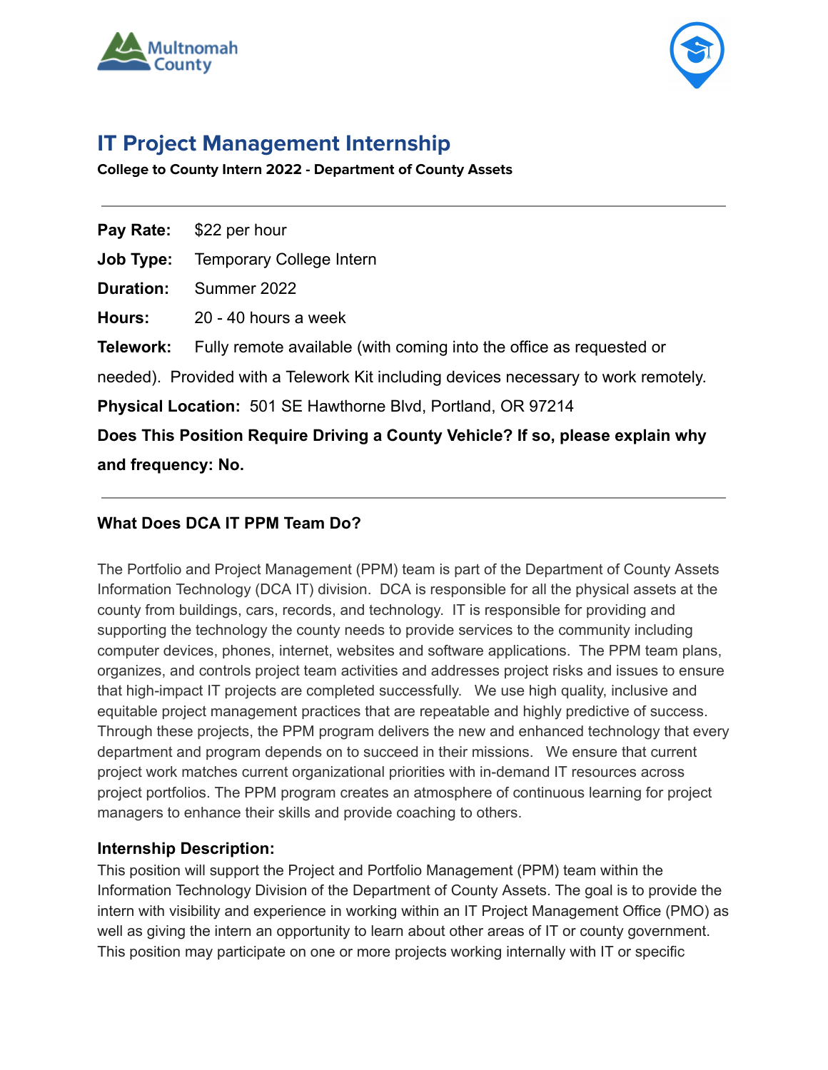# IT Project Management Internship

**College to County Intern 2022 - Department of County Assets**

---

**Pay Rate:** $22 per hour

**Job Type:** Temporary College Intern

**Duration:** Summer 2022

**Hours:** 20 - 40 hours a week

**Telework:** Fully remote available (with coming into the office as requested or needed). Provided with a Telework Kit including devices necessary to work remotely.

**Physical Location:** 501 SE Hawthorne Blvd, Portland, OR 97214

**Does This Position Require Driving a County Vehicle? If so, please explain why and frequency: No.**

---

### What Does DCA IT PPM Team Do?

The Portfolio and Project Management (PPM) team is part of the Department of County Assets Information Technology (DCA IT) division. DCA is responsible for all the physical assets at the county from buildings, cars, records, and technology. IT is responsible for providing and supporting the technology the county needs to provide services to the community including computer devices, phones, internet, websites and software applications. The PPM team plans, organizes, and controls project team activities and addresses project risks and issues to ensure that high-impact IT projects are completed successfully. We use high quality, inclusive and equitable project management practices that are repeatable and highly predictive of success. Through these projects, the PPM program delivers the new and enhanced technology that every department and program depends on to succeed in their missions. We ensure that current project work matches current organizational priorities with in-demand IT resources across project portfolios. The PPM program creates an atmosphere of continuous learning for project managers to enhance their skills and provide coaching to others.

### Internship Description:

This position will support the Project and Portfolio Management (PPM) team within the Information Technology Division of the Department of County Assets. The goal is to provide the intern with visibility and experience in working within an IT Project Management Office (PMO) as well as giving the intern an opportunity to learn about other areas of IT or county government. This position may participate on one or more projects working internally with IT or specific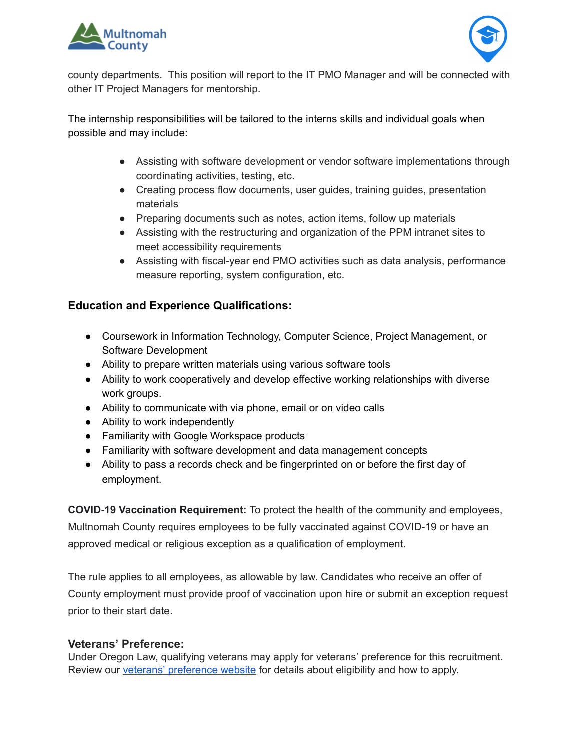county departments.  This position will report to the IT PMO Manager and will be connected with other IT Project Managers for mentorship.

The internship responsibilities will be tailored to the interns skills and individual goals when possible and may include:

- Assisting with software development or vendor software implementations through coordinating activities, testing, etc.
- Creating process flow documents, user guides, training guides, presentation materials
- Preparing documents such as notes, action items, follow up materials
- Assisting with the restructuring and organization of the PPM intranet sites to meet accessibility requirements
- Assisting with fiscal-year end PMO activities such as data analysis, performance measure reporting, system configuration, etc.

### Education and Experience Qualifications:

- Coursework in Information Technology, Computer Science, Project Management, or Software Development
- Ability to prepare written materials using various software tools
- Ability to work cooperatively and develop effective working relationships with diverse work groups.
- Ability to communicate with via phone, email or on video calls
- Ability to work independently
- Familiarity with Google Workspace products
- Familiarity with software development and data management concepts
- Ability to pass a records check and be fingerprinted on or before the first day of employment.

**COVID-19 Vaccination Requirement:** To protect the health of the community and employees, Multnomah County requires employees to be fully vaccinated against COVID-19 or have an approved medical or religious exception as a qualification of employment.

The rule applies to all employees, as allowable by law. Candidates who receive an offer of County employment must provide proof of vaccination upon hire or submit an exception request prior to their start date.

### Veterans' Preference:

Under Oregon Law, qualifying veterans may apply for veterans' preference for this recruitment. Review our veterans' preference website for details about eligibility and how to apply.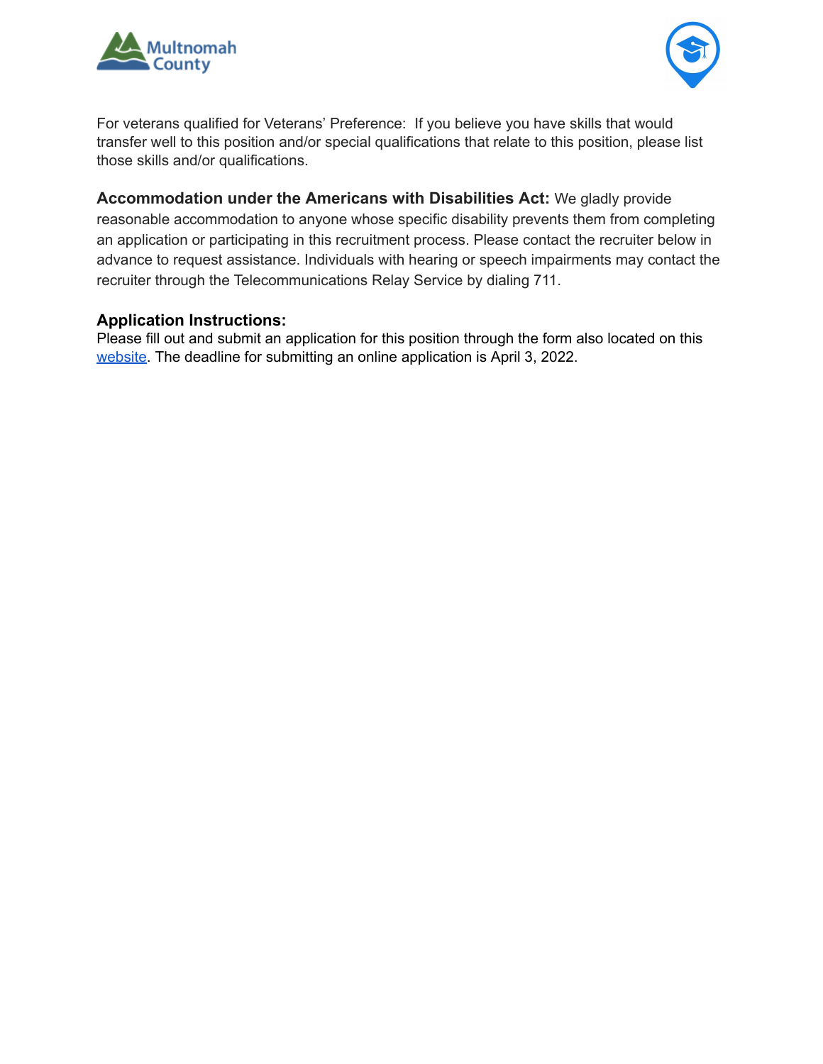For veterans qualified for Veterans' Preference: If you believe you have skills that would transfer well to this position and/or special qualifications that relate to this position, please list those skills and/or qualifications.

**Accommodation under the Americans with Disabilities Act:** We gladly provide reasonable accommodation to anyone whose specific disability prevents them from completing an application or participating in this recruitment process. Please contact the recruiter below in advance to request assistance. Individuals with hearing or speech impairments may contact the recruiter through the Telecommunications Relay Service by dialing 711.

**Application Instructions:**

Please fill out and submit an application for this position through the form also located on this website. The deadline for submitting an online application is April 3, 2022.